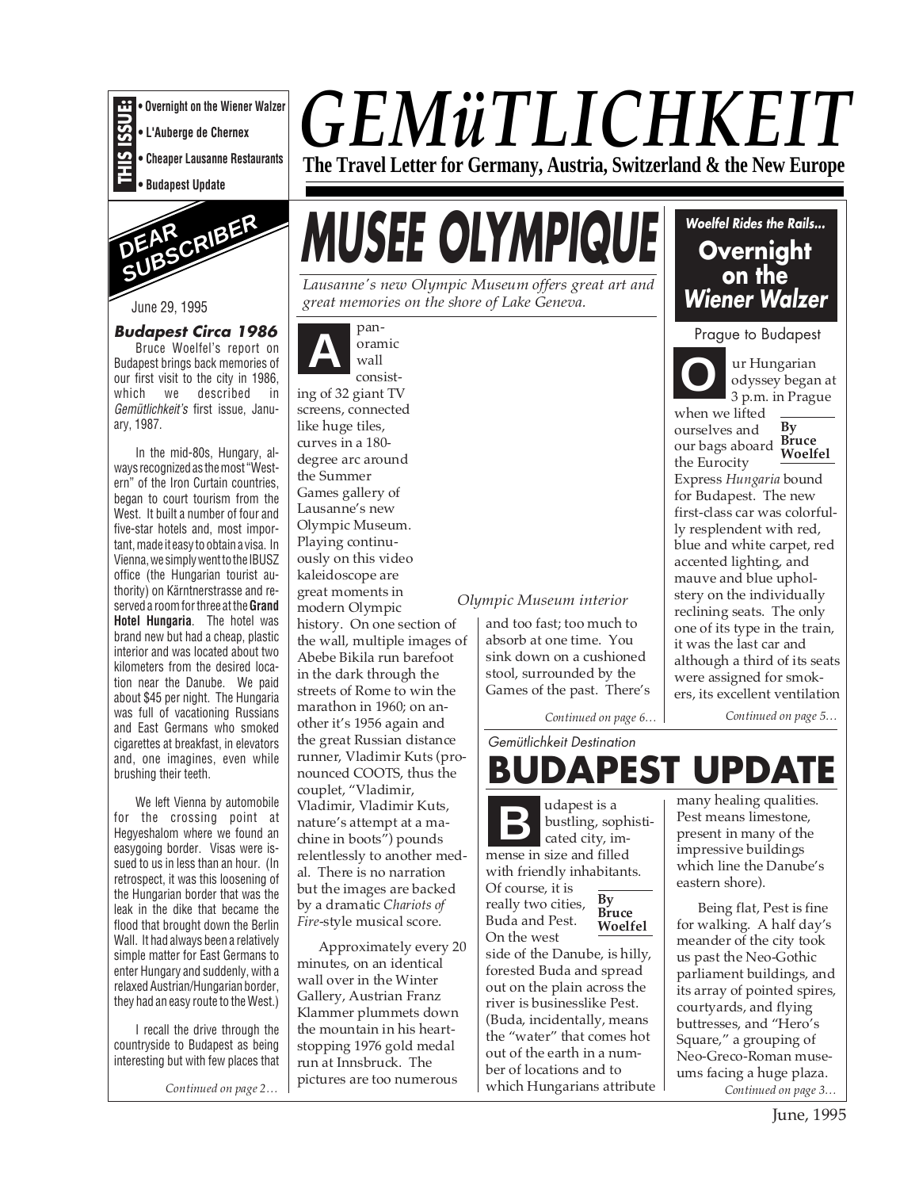**THIS ISSUE:**
- Overnight on the Wiener Walzer
- L'Auberge de Chernex
- Cheaper Lausanne Restaurants
- Budapest Update

# *GEMüTLICHKEIT*

**The Travel Letter for Germany, Austria, Switzerland & the New Europe**

## DEAR SUBSCRIBER

June 29, 1995

***Budapest Circa 1986***

Bruce Woelfel's report on Budapest brings back memories of our first visit to the city in 1986, which we described in *Gemütlichkeit's* first issue, January, 1987.

In the mid-80s, Hungary, always recognized as the most "Western" of the Iron Curtain countries, began to court tourism from the West. It built a number of four and five-star hotels and, most important, made it easy to obtain a visa. In Vienna, we simply went to the IBUSZ office (the Hungarian tourist authority) on Kärntnerstrasse and reserved a room for three at the **Grand Hotel Hungaria**. The hotel was brand new but had a cheap, plastic interior and was located about two kilometers from the desired location near the Danube. We paid about $45 per night. The Hungaria was full of vacationing Russians and East Germans who smoked cigarettes at breakfast, in elevators and, one imagines, even while brushing their teeth.

We left Vienna by automobile for the crossing point at Hegyeshalom where we found an easygoing border. Visas were issued to us in less than an hour. (In retrospect, it was this loosening of the Hungarian border that was the leak in the dike that became the flood that brought down the Berlin Wall. It had always been a relatively simple matter for East Germans to enter Hungary and suddenly, with a relaxed Austrian/Hungarian border, they had an easy route to the West.)

I recall the drive through the countryside to Budapest as being interesting but with few places that

*Continued on page 2…*

# MUSEE OLYMPIQUE

*Lausanne's new Olympic Museum offers great art and great memories on the shore of Lake Geneva.*

A panoramic wall consisting of 32 giant TV screens, connected like huge tiles, curves in a 180-degree arc around the Summer Games gallery of Lausanne's new Olympic Museum. Playing continuously on this video kaleidoscope are great moments in modern Olympic history. On one section of the wall, multiple images of Abebe Bikila run barefoot in the dark through the streets of Rome to win the marathon in 1960; on another it's 1956 again and the great Russian distance runner, Vladimir Kuts (pronounced COOTS, thus the couplet, "Vladimir, Vladimir, Vladimir Kuts, nature's attempt at a machine in boots") pounds relentlessly to another medal. There is no narration but the images are backed by a dramatic *Chariots of Fire*-style musical score.

Approximately every 20 minutes, on an identical wall over in the Winter Gallery, Austrian Franz Klammer plummets down the mountain in his heart-stopping 1976 gold medal run at Innsbruck. The pictures are too numerous and too fast; too much to absorb at one time. You sink down on a cushioned stool, surrounded by the Games of the past. There's

*Olympic Museum interior*

*Continued on page 6…*

## *Woelfel Rides the Rails...* Overnight on the *Wiener Walzer*

Prague to Budapest

**By Bruce Woelfel**

Our Hungarian odyssey began at 3 p.m. in Prague when we lifted ourselves and our bags aboard the Eurocity Express *Hungaria* bound for Budapest. The new first-class car was colorfully resplendent with red, blue and white carpet, red accented lighting, and mauve and blue upholstery on the individually reclining seats. The only one of its type in the train, it was the last car and although a third of its seats were assigned for smokers, its excellent ventilation

*Continued on page 5…*

*Gemütlichkeit Destination*

# BUDAPEST UPDATE

**By Bruce Woelfel**

Budapest is a bustling, sophisticated city, immense in size and filled with friendly inhabitants. Of course, it is really two cities, Buda and Pest. On the west side of the Danube, is hilly, forested Buda and spread out on the plain across the river is businesslike Pest. (Buda, incidentally, means the "water" that comes hot out of the earth in a number of locations and to which Hungarians attribute many healing qualities. Pest means limestone, present in many of the impressive buildings which line the Danube's eastern shore).

Being flat, Pest is fine for walking. A half day's meander of the city took us past the Neo-Gothic parliament buildings, and its array of pointed spires, courtyards, and flying buttresses, and "Hero's Square," a grouping of Neo-Greco-Roman museums facing a huge plaza.

*Continued on page 3…*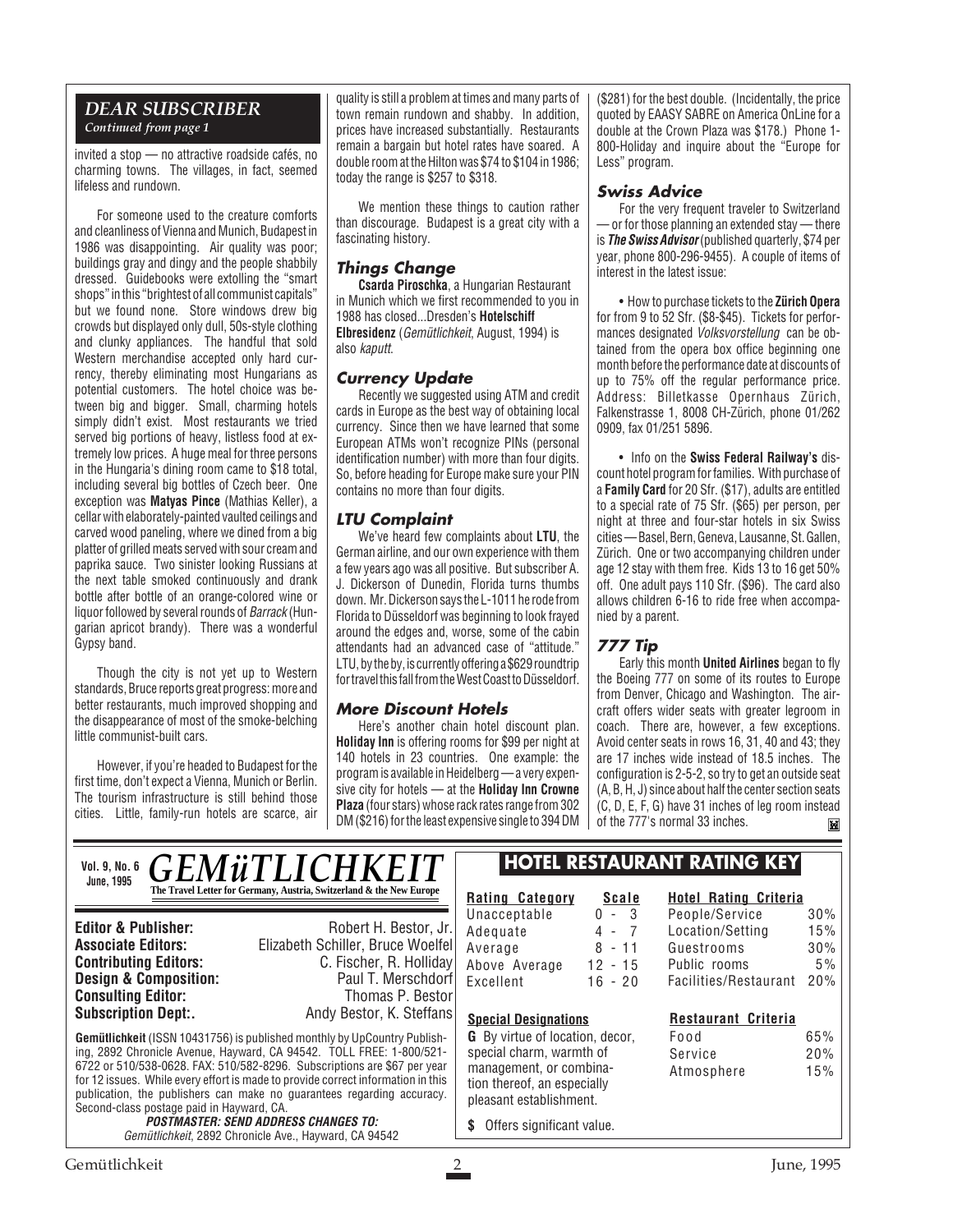## DEAR SUBSCRIBER

*Continued from page 1*

invited a stop — no attractive roadside cafés, no charming towns. The villages, in fact, seemed lifeless and rundown.

For someone used to the creature comforts and cleanliness of Vienna and Munich, Budapest in 1986 was disappointing. Air quality was poor; buildings gray and dingy and the people shabbily dressed. Guidebooks were extolling the "smart shops" in this "brightest of all communist capitals" but we found none. Store windows drew big crowds but displayed only dull, 50s-style clothing and clunky appliances. The handful that sold Western merchandise accepted only hard currency, thereby eliminating most Hungarians as potential customers. The hotel choice was between big and bigger. Small, charming hotels simply didn't exist. Most restaurants we tried served big portions of heavy, listless food at extremely low prices. A huge meal for three persons in the Hungaria's dining room came to $18 total, including several big bottles of Czech beer. One exception was **Matyas Pince** (Mathias Keller), a cellar with elaborately-painted vaulted ceilings and carved wood paneling, where we dined from a big platter of grilled meats served with sour cream and paprika sauce. Two sinister looking Russians at the next table smoked continuously and drank bottle after bottle of an orange-colored wine or liquor followed by several rounds of *Barrack* (Hungarian apricot brandy). There was a wonderful Gypsy band.

Though the city is not yet up to Western standards, Bruce reports great progress: more and better restaurants, much improved shopping and the disappearance of most of the smoke-belching little communist-built cars.

However, if you're headed to Budapest for the first time, don't expect a Vienna, Munich or Berlin. The tourism infrastructure is still behind those cities. Little, family-run hotels are scarce, air quality is still a problem at times and many parts of town remain rundown and shabby. In addition, prices have increased substantially. Restaurants remain a bargain but hotel rates have soared. A double room at the Hilton was $74 to $104 in 1986; today the range is $257 to $318.

We mention these things to caution rather than discourage. Budapest is a great city with a fascinating history.

### Things Change

**Csarda Piroschka**, a Hungarian Restaurant in Munich which we first recommended to you in 1988 has closed...Dresden's **Hotelschiff Elbresidenz** (*Gemütlichkeit*, August, 1994) is also *kaputt*.

### Currency Update

Recently we suggested using ATM and credit cards in Europe as the best way of obtaining local currency. Since then we have learned that some European ATMs won't recognize PINs (personal identification number) with more than four digits. So, before heading for Europe make sure your PIN contains no more than four digits.

### LTU Complaint

We've heard few complaints about **LTU**, the German airline, and our own experience with them a few years ago was all positive. But subscriber A. J. Dickerson of Dunedin, Florida turns thumbs down. Mr. Dickerson says the L-1011 he rode from Florida to Düsseldorf was beginning to look frayed around the edges and, worse, some of the cabin attendants had an advanced case of "attitude." LTU, by the by, is currently offering a $629 roundtrip for travel this fall from the West Coast to Düsseldorf.

### More Discount Hotels

Here's another chain hotel discount plan. **Holiday Inn** is offering rooms for $99 per night at 140 hotels in 23 countries. One example: the program is available in Heidelberg — a very expensive city for hotels — at the **Holiday Inn Crowne Plaza** (four stars) whose rack rates range from 302 DM ($216) for the least expensive single to 394 DM ($281) for the best double. (Incidentally, the price quoted by EAASY SABRE on America OnLine for a double at the Crown Plaza was $178.) Phone 1-800-Holiday and inquire about the "Europe for Less" program.

### Swiss Advice

For the very frequent traveler to Switzerland — or for those planning an extended stay — there is ***The Swiss Advisor*** (published quarterly, $74 per year, phone 800-296-9455). A couple of items of interest in the latest issue:

• How to purchase tickets to the **Zürich Opera** for from 9 to 52 Sfr. ($8-$45). Tickets for performances designated *Volksvorstellung* can be obtained from the opera box office beginning one month before the performance date at discounts of up to 75% off the regular performance price. Address: Billetkasse Opernhaus Zürich, Falkenstrasse 1, 8008 CH-Zürich, phone 01/262 0909, fax 01/251 5896.

• Info on the **Swiss Federal Railway's** discount hotel program for families. With purchase of a **Family Card** for 20 Sfr. ($17), adults are entitled to a special rate of 75 Sfr. ($65) per person, per night at three and four-star hotels in six Swiss cities — Basel, Bern, Geneva, Lausanne, St. Gallen, Zürich. One or two accompanying children under age 12 stay with them free. Kids 13 to 16 get 50% off. One adult pays 110 Sfr. ($96). The card also allows children 6-16 to ride free when accompanied by a parent.

### 777 Tip

Early this month **United Airlines** began to fly the Boeing 777 on some of its routes to Europe from Denver, Chicago and Washington. The aircraft offers wider seats with greater legroom in coach. There are, however, a few exceptions. Avoid center seats in rows 16, 31, 40 and 43; they are 17 inches wide instead of 18.5 inches. The configuration is 2-5-2, so try to get an outside seat (A, B, H, J) since about half the center section seats (C, D, E, F, G) have 31 inches of leg room instead of the 777's normal 33 inches.

---

Vol. 9, No. 6
June, 1995

# GEMüTLICHKEIT

**The Travel Letter for Germany, Austria, Switzerland & the New Europe**

| | |
|---|---|
| **Editor & Publisher:** | Robert H. Bestor, Jr. |
| **Associate Editors:** | Elizabeth Schiller, Bruce Woelfel |
| **Contributing Editors:** | C. Fischer, R. Holliday |
| **Design & Composition:** | Paul T. Merschdorf |
| **Consulting Editor:** | Thomas P. Bestor |
| **Subscription Dept:.** | Andy Bestor, K. Steffans |

**Gemütlichkeit** (ISSN 10431756) is published monthly by UpCountry Publishing, 2892 Chronicle Avenue, Hayward, CA 94542. TOLL FREE: 1-800/521-6722 or 510/538-0628. FAX: 510/582-8296. Subscriptions are $67 per year for 12 issues. While every effort is made to provide correct information in this publication, the publishers can make no guarantees regarding accuracy. Second-class postage paid in Hayward, CA.

***POSTMASTER: SEND ADDRESS CHANGES TO:***
*Gemütlichkeit*, 2892 Chronicle Ave., Hayward, CA 94542

## HOTEL RESTAURANT RATING KEY

| Rating Category | Scale |
|---|---|
| Unacceptable | 0 - 3 |
| Adequate | 4 - 7 |
| Average | 8 - 11 |
| Above Average | 12 - 15 |
| Excellent | 16 - 20 |

| Hotel Rating Criteria | |
|---|---|
| People/Service | 30% |
| Location/Setting | 15% |
| Guestrooms | 30% |
| Public rooms | 5% |
| Facilities/Restaurant | 20% |

| Restaurant Criteria | |
|---|---|
| Food | 65% |
| Service | 20% |
| Atmosphere | 15% |

**Special Designations**

**G** By virtue of location, decor, special charm, warmth of management, or combination thereof, an especially pleasant establishment.

**$** Offers significant value.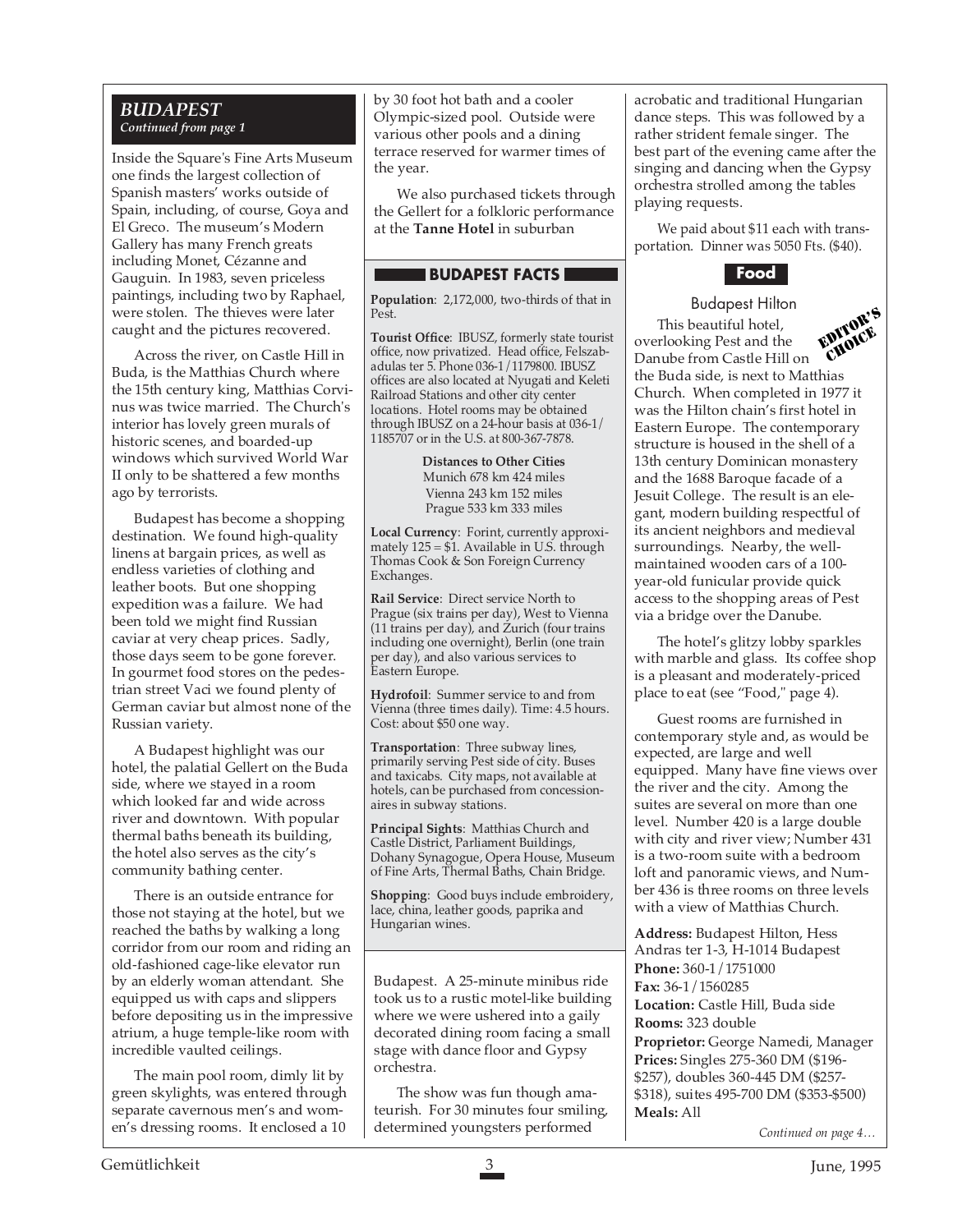## BUDAPEST

*Continued from page 1*

Inside the Square's Fine Arts Museum one finds the largest collection of Spanish masters' works outside of Spain, including, of course, Goya and El Greco. The museum's Modern Gallery has many French greats including Monet, Cézanne and Gauguin. In 1983, seven priceless paintings, including two by Raphael, were stolen. The thieves were later caught and the pictures recovered.

Across the river, on Castle Hill in Buda, is the Matthias Church where the 15th century king, Matthias Corvinus was twice married. The Church's interior has lovely green murals of historic scenes, and boarded-up windows which survived World War II only to be shattered a few months ago by terrorists.

Budapest has become a shopping destination. We found high-quality linens at bargain prices, as well as endless varieties of clothing and leather boots. But one shopping expedition was a failure. We had been told we might find Russian caviar at very cheap prices. Sadly, those days seem to be gone forever. In gourmet food stores on the pedestrian street Vaci we found plenty of German caviar but almost none of the Russian variety.

A Budapest highlight was our hotel, the palatial Gellert on the Buda side, where we stayed in a room which looked far and wide across river and downtown. With popular thermal baths beneath its building, the hotel also serves as the city's community bathing center.

There is an outside entrance for those not staying at the hotel, but we reached the baths by walking a long corridor from our room and riding an old-fashioned cage-like elevator run by an elderly woman attendant. She equipped us with caps and slippers before depositing us in the impressive atrium, a huge temple-like room with incredible vaulted ceilings.

The main pool room, dimly lit by green skylights, was entered through separate cavernous men's and women's dressing rooms. It enclosed a 10 by 30 foot hot bath and a cooler Olympic-sized pool. Outside were various other pools and a dining terrace reserved for warmer times of the year.

We also purchased tickets through the Gellert for a folkloric performance at the **Tanne Hotel** in suburban Budapest. A 25-minute minibus ride took us to a rustic motel-like building where we were ushered into a gaily decorated dining room facing a small stage with dance floor and Gypsy orchestra.

The show was fun though amateurish. For 30 minutes four smiling, determined youngsters performed acrobatic and traditional Hungarian dance steps. This was followed by a rather strident female singer. The best part of the evening came after the singing and dancing when the Gypsy orchestra strolled among the tables playing requests.

We paid about $11 each with transportation. Dinner was 5050 Fts. ($40).

### BUDAPEST FACTS

**Population**: 2,172,000, two-thirds of that in Pest.

**Tourist Office**: IBUSZ, formerly state tourist office, now privatized. Head office, Felszabadulas ter 5. Phone 036-1/1179800. IBUSZ offices are also located at Nyugati and Keleti Railroad Stations and other city center locations. Hotel rooms may be obtained through IBUSZ on a 24-hour basis at 036-1/1185707 or in the U.S. at 800-367-7878.

**Distances to Other Cities**

Munich 678 km 424 miles
Vienna 243 km 152 miles
Prague 533 km 333 miles

**Local Currency**: Forint, currently approximately 125 = $1. Available in U.S. through Thomas Cook & Son Foreign Currency Exchanges.

**Rail Service**: Direct service North to Prague (six trains per day), West to Vienna (11 trains per day), and Zurich (four trains including one overnight), Berlin (one train per day), and also various services to Eastern Europe.

**Hydrofoil**: Summer service to and from Vienna (three times daily). Time: 4.5 hours. Cost: about $50 one way.

**Transportation**: Three subway lines, primarily serving Pest side of city. Buses and taxicabs. City maps, not available at hotels, can be purchased from concessionaires in subway stations.

**Principal Sights**: Matthias Church and Castle District, Parliament Buildings, Dohany Synagogue, Opera House, Museum of Fine Arts, Thermal Baths, Chain Bridge.

**Shopping**: Good buys include embroidery, lace, china, leather goods, paprika and Hungarian wines.

### Food

#### Budapest Hilton

EDITOR'S CHOICE

This beautiful hotel, overlooking Pest and the Danube from Castle Hill on the Buda side, is next to Matthias Church. When completed in 1977 it was the Hilton chain's first hotel in Eastern Europe. The contemporary structure is housed in the shell of a 13th century Dominican monastery and the 1688 Baroque facade of a Jesuit College. The result is an elegant, modern building respectful of its ancient neighbors and medieval surroundings. Nearby, the well-maintained wooden cars of a 100-year-old funicular provide quick access to the shopping areas of Pest via a bridge over the Danube.

The hotel's glitzy lobby sparkles with marble and glass. Its coffee shop is a pleasant and moderately-priced place to eat (see "Food," page 4).

Guest rooms are furnished in contemporary style and, as would be expected, are large and well equipped. Many have fine views over the river and the city. Among the suites are several on more than one level. Number 420 is a large double with city and river view; Number 431 is a two-room suite with a bedroom loft and panoramic views, and Number 436 is three rooms on three levels with a view of Matthias Church.

**Address:** Budapest Hilton, Hess Andras ter 1-3, H-1014 Budapest
**Phone:** 360-1/1751000
**Fax:** 36-1/1560285
**Location:** Castle Hill, Buda side
**Rooms:** 323 double
**Proprietor:** George Namedi, Manager
**Prices:** Singles 275-360 DM ($196-$257), doubles 360-445 DM ($257-$318), suites 495-700 DM ($353-$500)
**Meals:** All

*Continued on page 4…*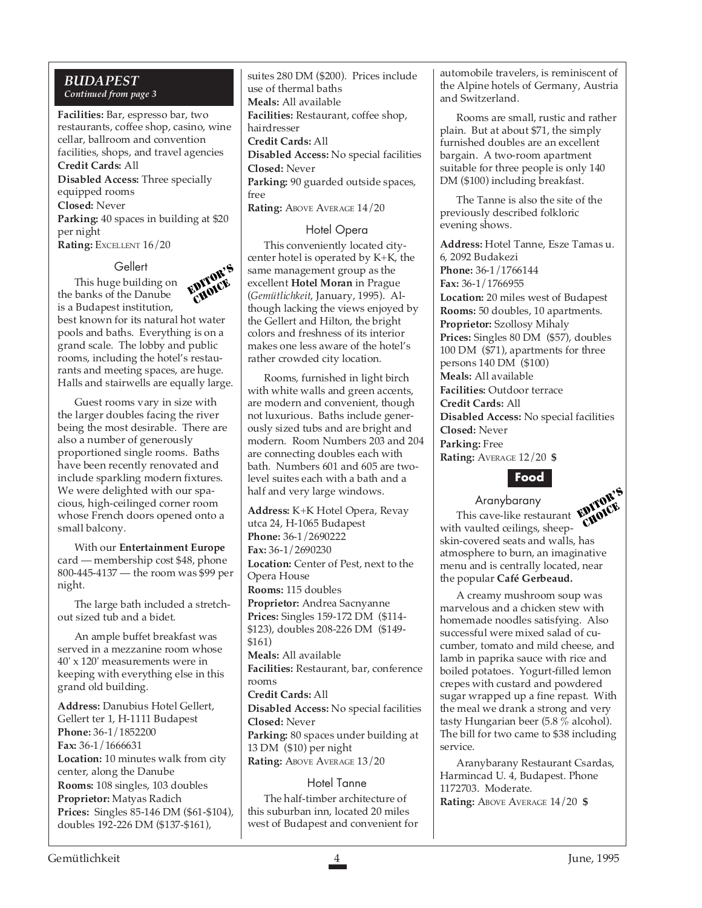## BUDAPEST
*Continued from page 3*

**Facilities:** Bar, espresso bar, two restaurants, coffee shop, casino, wine cellar, ballroom and convention facilities, shops, and travel agencies
**Credit Cards:** All
**Disabled Access:** Three specially equipped rooms
**Closed:** Never
**Parking:** 40 spaces in building at $20 per night
**Rating:** EXCELLENT 16/20

### Gellert

EDITOR'S CHOICE

This huge building on the banks of the Danube is a Budapest institution, best known for its natural hot water pools and baths. Everything is on a grand scale. The lobby and public rooms, including the hotel's restaurants and meeting spaces, are huge. Halls and stairwells are equally large.

Guest rooms vary in size with the larger doubles facing the river being the most desirable. There are also a number of generously proportioned single rooms. Baths have been recently renovated and include sparkling modern fixtures. We were delighted with our spacious, high-ceilinged corner room whose French doors opened onto a small balcony.

With our **Entertainment Europe** card — membership cost $48, phone 800-445-4137 — the room was $99 per night.

The large bath included a stretch-out sized tub and a bidet.

An ample buffet breakfast was served in a mezzanine room whose 40' x 120' measurements were in keeping with everything else in this grand old building.

**Address:** Danubius Hotel Gellert, Gellert ter 1, H-1111 Budapest
**Phone:** 36-1/1852200
**Fax:** 36-1/1666631
**Location:** 10 minutes walk from city center, along the Danube
**Rooms:** 108 singles, 103 doubles
**Proprietor:** Matyas Radich
**Prices:** Singles 85-146 DM ($61-$104), doubles 192-226 DM ($137-$161), suites 280 DM ($200). Prices include use of thermal baths
**Meals:** All available
**Facilities:** Restaurant, coffee shop, hairdresser
**Credit Cards:** All
**Disabled Access:** No special facilities
**Closed:** Never
**Parking:** 90 guarded outside spaces, free
**Rating:** ABOVE AVERAGE 14/20

### Hotel Opera

This conveniently located city-center hotel is operated by K+K, the same management group as the excellent **Hotel Moran** in Prague (*Gemütlichkeit*, January, 1995). Although lacking the views enjoyed by the Gellert and Hilton, the bright colors and freshness of its interior makes one less aware of the hotel's rather crowded city location.

Rooms, furnished in light birch with white walls and green accents, are modern and convenient, though not luxurious. Baths include generously sized tubs and are bright and modern. Room Numbers 203 and 204 are connecting doubles each with bath. Numbers 601 and 605 are two-level suites each with a bath and a half and very large windows.

**Address:** K+K Hotel Opera, Revay utca 24, H-1065 Budapest
**Phone:** 36-1/2690222
**Fax:** 36-1/2690230
**Location:** Center of Pest, next to the Opera House
**Rooms:** 115 doubles
**Proprietor:** Andrea Sacnyanne
**Prices:** Singles 159-172 DM ($114-$123), doubles 208-226 DM ($149-$161)
**Meals:** All available
**Facilities:** Restaurant, bar, conference rooms
**Credit Cards:** All
**Disabled Access:** No special facilities
**Closed:** Never
**Parking:** 80 spaces under building at 13 DM ($10) per night
**Rating:** ABOVE AVERAGE 13/20

### Hotel Tanne

The half-timber architecture of this suburban inn, located 20 miles west of Budapest and convenient for automobile travelers, is reminiscent of the Alpine hotels of Germany, Austria and Switzerland.

Rooms are small, rustic and rather plain. But at about $71, the simply furnished doubles are an excellent bargain. A two-room apartment suitable for three people is only 140 DM ($100) including breakfast.

The Tanne is also the site of the previously described folkloric evening shows.

**Address:** Hotel Tanne, Esze Tamas u. 6, 2092 Budakezi
**Phone:** 36-1/1766144
**Fax:** 36-1/1766955
**Location:** 20 miles west of Budapest
**Rooms:** 50 doubles, 10 apartments.
**Proprietor:** Szollosy Mihaly
**Prices:** Singles 80 DM ($57), doubles 100 DM ($71), apartments for three persons 140 DM ($100)
**Meals:** All available
**Facilities:** Outdoor terrace
**Credit Cards:** All
**Disabled Access:** No special facilities
**Closed:** Never
**Parking:** Free
**Rating:** AVERAGE 12/20 **$**

## Food

### Aranybarany

EDITOR'S CHOICE

This cave-like restaurant with vaulted ceilings, sheepskin-covered seats and walls, has atmosphere to burn, an imaginative menu and is centrally located, near the popular **Café Gerbeaud.**

A creamy mushroom soup was marvelous and a chicken stew with homemade noodles satisfying. Also successful were mixed salad of cucumber, tomato and mild cheese, and lamb in paprika sauce with rice and boiled potatoes. Yogurt-filled lemon crepes with custard and powdered sugar wrapped up a fine repast. With the meal we drank a strong and very tasty Hungarian beer (5.8 % alcohol). The bill for two came to $38 including service.

Aranybarany Restaurant Csardas, Harmincad U. 4, Budapest. Phone 1172703. Moderate.
**Rating:** ABOVE AVERAGE 14/20 **$**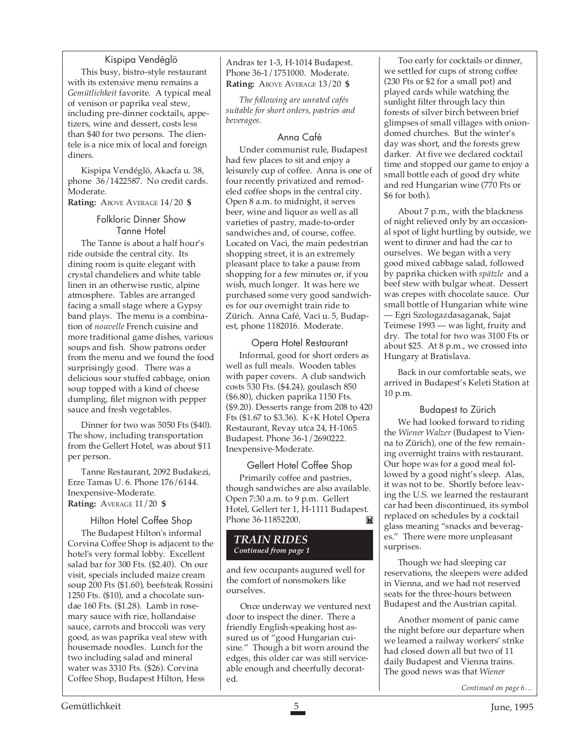### Kispipa Vendéglö

This busy, bistro-style restaurant with its extensive menu remains a *Gemütlichkeit* favorite. A typical meal of venison or paprika veal stew, including pre-dinner cocktails, appetizers, wine and dessert, costs less than $40 for two persons. The clientele is a nice mix of local and foreign diners.

Kispipa Vendéglö, Akacfa u. 38, phone 36/1422587. No credit cards. Moderate.
**Rating:** ABOVE AVERAGE 14/20 **$**

### Folkloric Dinner Show Tanne Hotel

The Tanne is about a half hour's ride outside the central city. Its dining room is quite elegant with crystal chandeliers and white table linen in an otherwise rustic, alpine atmosphere. Tables are arranged facing a small stage where a Gypsy band plays. The menu is a combination of *nouvelle* French cuisine and more traditional game dishes, various soups and fish. Show patrons order from the menu and we found the food surprisingly good. There was a delicious sour stuffed cabbage, onion soup topped with a kind of cheese dumpling, filet mignon with pepper sauce and fresh vegetables.

Dinner for two was 5050 Fts ($40). The show, including transportation from the Gellert Hotel, was about $11 per person.

Tanne Restaurant, 2092 Budakezi, Erze Tamas U. 6. Phone 176/6144. Inexpensive-Moderate.
**Rating:** AVERAGE 11/20 **$**

### Hilton Hotel Coffee Shop

The Budapest Hilton's informal Corvina Coffee Shop is adjacent to the hotel's very formal lobby. Excellent salad bar for 300 Fts. ($2.40). On our visit, specials included maize cream soup 200 Fts ($1.60), beefsteak Rossini 1250 Fts. ($10), and a chocolate sundae 160 Fts. ($1.28). Lamb in rosemary sauce with rice, hollandaise sauce, carrots and broccoli was very good, as was paprika veal stew with housemade noodles. Lunch for the two including salad and mineral water was 3310 Fts. ($26). Corvina Coffee Shop, Budapest Hilton, Hess Andras ter 1-3, H-1014 Budapest. Phone 36-1/1751000. Moderate.
**Rating:** ABOVE AVERAGE 13/20 **$**

*The following are unrated cafés suitable for short orders, pastries and beverages.*

### Anna Café

Under communist rule, Budapest had few places to sit and enjoy a leisurely cup of coffee. Anna is one of four recently privatized and remodeled coffee shops in the central city. Open 8 a.m. to midnight, it serves beer, wine and liquor as well as all varieties of pastry, made-to-order sandwiches and, of course, coffee. Located on Vaci, the main pedestrian shopping street, it is an extremely pleasant place to take a pause from shopping for a few minutes or, if you wish, much longer. It was here we purchased some very good sandwiches for our overnight train ride to Zürich. Anna Café, Vaci u. 5, Budapest, phone 1182016. Moderate.

### Opera Hotel Restaurant

Informal, good for short orders as well as full meals. Wooden tables with paper covers. A club sandwich costs 530 Fts. ($4.24), goulasch 850 ($6.80), chicken paprika 1150 Fts. ($9.20). Desserts range from 208 to 420 Fts ($1.67 to $3.36). K+K Hotel Opera Restaurant, Revay utca 24, H-1065 Budapest. Phone 36-1/2690222. Inexpensive-Moderate.

### Gellert Hotel Coffee Shop

Primarily coffee and pastries, though sandwiches are also available. Open 7:30 a.m. to 9 p.m. Gellert Hotel, Gellert ter 1, H-1111 Budapest. Phone 36-11852200.

## *TRAIN RIDES*
*Continued from page 1*

and few occupants augured well for the comfort of nonsmokers like ourselves.

Once underway we ventured next door to inspect the diner. There a friendly English-speaking host assured us of "good Hungarian cuisine." Though a bit worn around the edges, this older car was still serviceable enough and cheerfully decorated.

Too early for cocktails or dinner, we settled for cups of strong coffee (230 Fts or $2 for a small pot) and played cards while watching the sunlight filter through lacy thin forests of silver birch between brief glimpses of small villages with onion-domed churches. But the winter's day was short, and the forests grew darker. At five we declared cocktail time and stopped our game to enjoy a small bottle each of good dry white and red Hungarian wine (770 Fts or $6 for both).

About 7 p.m., with the blackness of night relieved only by an occasional spot of light hurtling by outside, we went to dinner and had the car to ourselves. We began with a very good mixed cabbage salad, followed by paprika chicken with *spätzle* and a beef stew with bulgar wheat. Dessert was crepes with chocolate sauce. Our small bottle of Hungarian white wine — Egri Szologazdasaganak, Sajat Teimese 1993 — was light, fruity and dry. The total for two was 3100 Fts or about $25. At 8 p.m., we crossed into Hungary at Bratislava.

Back in our comfortable seats, we arrived in Budapest's Keleti Station at 10 p.m.

### Budapest to Zürich

We had looked forward to riding the *Wiener Walzer* (Budapest to Vienna to Zürich), one of the few remaining overnight trains with restaurant. Our hope was for a good meal followed by a good night's sleep. Alas, it was not to be. Shortly before leaving the U.S. we learned the restaurant car had been discontinued, its symbol replaced on schedules by a cocktail glass meaning "snacks and beverages." There were more unpleasant surprises.

Though we had sleeping car reservations, the sleepers were added in Vienna, and we had not reserved seats for the three-hours between Budapest and the Austrian capital.

Another moment of panic came the night before our departure when we learned a railway workers' strike had closed down all but two of 11 daily Budapest and Vienna trains. The good news was that *Wiener*

*Continued on page 6…*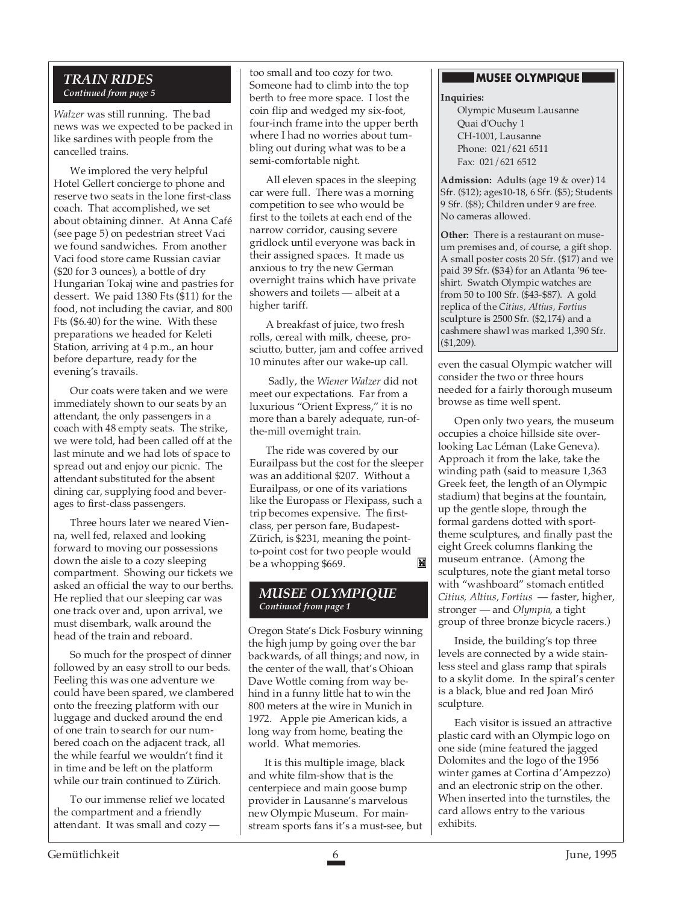## TRAIN RIDES

*Continued from page 5*

*Walzer* was still running. The bad news was we expected to be packed in like sardines with people from the cancelled trains.

We implored the very helpful Hotel Gellert concierge to phone and reserve two seats in the lone first-class coach. That accomplished, we set about obtaining dinner. At Anna Café (see page 5) on pedestrian street Vaci we found sandwiches. From another Vaci food store came Russian caviar ($20 for 3 ounces), a bottle of dry Hungarian Tokaj wine and pastries for dessert. We paid 1380 Fts ($11) for the food, not including the caviar, and 800 Fts ($6.40) for the wine. With these preparations we headed for Keleti Station, arriving at 4 p.m., an hour before departure, ready for the evening's travails.

Our coats were taken and we were immediately shown to our seats by an attendant, the only passengers in a coach with 48 empty seats. The strike, we were told, had been called off at the last minute and we had lots of space to spread out and enjoy our picnic. The attendant substituted for the absent dining car, supplying food and beverages to first-class passengers.

Three hours later we neared Vienna, well fed, relaxed and looking forward to moving our possessions down the aisle to a cozy sleeping compartment. Showing our tickets we asked an official the way to our berths. He replied that our sleeping car was one track over and, upon arrival, we must disembark, walk around the head of the train and reboard.

So much for the prospect of dinner followed by an easy stroll to our beds. Feeling this was one adventure we could have been spared, we clambered onto the freezing platform with our luggage and ducked around the end of a train to search for our numbered coach on the adjacent track, all the while fearful we wouldn't find it in time and be left on the platform while our train continued to Zürich.

To our immense relief we located the compartment and a friendly attendant. It was small and cozy — too small and too cozy for two. Someone had to climb into the top berth to free more space. I lost the coin flip and wedged my six-foot, four-inch frame into the upper berth where I had no worries about tumbling out during what was to be a semi-comfortable night.

All eleven spaces in the sleeping car were full. There was a morning competition to see who would be first to the toilets at each end of the narrow corridor, causing severe gridlock until everyone was back in their assigned spaces. It made us anxious to try the new German overnight trains which have private showers and toilets — albeit at a higher tariff.

A breakfast of juice, two fresh rolls, cereal with milk, cheese, prosciutto, butter, jam and coffee arrived 10 minutes after our wake-up call.

Sadly, the *Wiener Walzer* did not meet our expectations. Far from a luxurious "Orient Express," it is no more than a barely adequate, run-of-the-mill overnight train.

The ride was covered by our Eurailpass but the cost for the sleeper was an additional $207. Without a Eurailpass, or one of its variations like the Europass or Flexipass, such a trip becomes expensive. The first-class, per person fare, Budapest-Zürich, is $231, meaning the point-to-point cost for two people would be a whopping $669.

## MUSEE OLYMPIQUE

*Continued from page 1*

Oregon State's Dick Fosbury winning the high jump by going over the bar backwards, of all things; and now, in the center of the wall, that's Ohioan Dave Wottle coming from way behind in a funny little hat to win the 800 meters at the wire in Munich in 1972. Apple pie American kids, a long way from home, beating the world. What memories.

It is this multiple image, black and white film-show that is the centerpiece and main goose bump provider in Lausanne's marvelous new Olympic Museum. For mainstream sports fans it's a must-see, but even the casual Olympic watcher will consider the two or three hours needed for a fairly thorough museum browse as time well spent.

Open only two years, the museum occupies a choice hillside site overlooking Lac Léman (Lake Geneva). Approach it from the lake, take the winding path (said to measure 1,363 Greek feet, the length of an Olympic stadium) that begins at the fountain, up the gentle slope, through the formal gardens dotted with sport-theme sculptures, and finally past the eight Greek columns flanking the museum entrance. (Among the sculptures, note the giant metal torso with "washboard" stomach entitled *Citius, Altius, Fortius* — faster, higher, stronger — and *Olympia*, a tight group of three bronze bicycle racers.)

Inside, the building's top three levels are connected by a wide stainless steel and glass ramp that spirals to a skylit dome. In the spiral's center is a black, blue and red Joan Miró sculpture.

Each visitor is issued an attractive plastic card with an Olympic logo on one side (mine featured the jagged Dolomites and the logo of the 1956 winter games at Cortina d'Ampezzo) and an electronic strip on the other. When inserted into the turnstiles, the card allows entry to the various exhibits.

### MUSEE OLYMPIQUE

**Inquiries:**

Olympic Museum Lausanne
Quai d'Ouchy 1
CH-1001, Lausanne
Phone: 021/621 6511
Fax: 021/621 6512

**Admission:** Adults (age 19 & over) 14 Sfr. ($12); ages10-18, 6 Sfr. ($5); Students 9 Sfr. ($8); Children under 9 are free. No cameras allowed.

**Other:** There is a restaurant on museum premises and, of course, a gift shop. A small poster costs 20 Sfr. ($17) and we paid 39 Sfr. ($34) for an Atlanta '96 tee-shirt. Swatch Olympic watches are from 50 to 100 Sfr. ($43-$87). A gold replica of the *Citius, Altius, Fortius* sculpture is 2500 Sfr. ($2,174) and a cashmere shawl was marked 1,390 Sfr. ($1,209).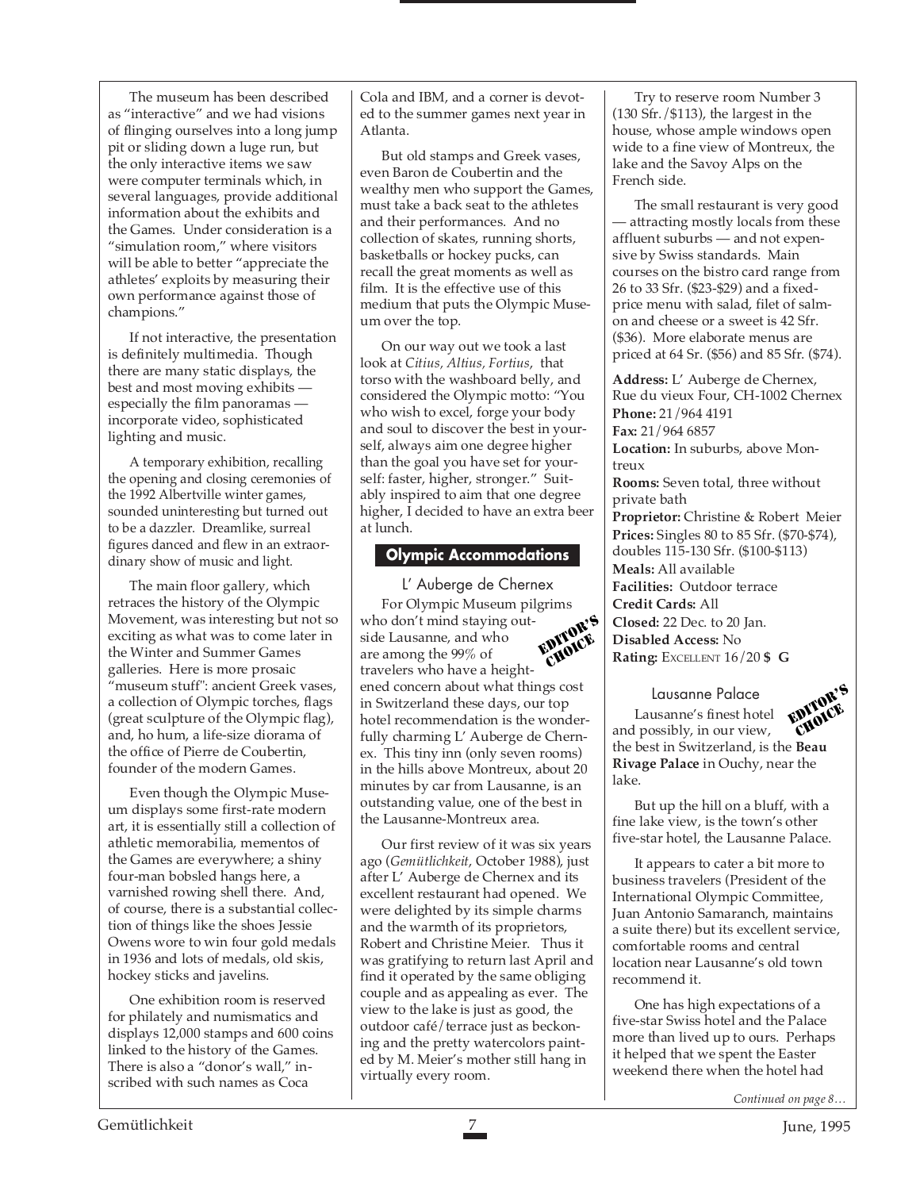The museum has been described as "interactive" and we had visions of flinging ourselves into a long jump pit or sliding down a luge run, but the only interactive items we saw were computer terminals which, in several languages, provide additional information about the exhibits and the Games. Under consideration is a "simulation room," where visitors will be able to better "appreciate the athletes' exploits by measuring their own performance against those of champions."

If not interactive, the presentation is definitely multimedia. Though there are many static displays, the best and most moving exhibits — especially the film panoramas — incorporate video, sophisticated lighting and music.

A temporary exhibition, recalling the opening and closing ceremonies of the 1992 Albertville winter games, sounded uninteresting but turned out to be a dazzler. Dreamlike, surreal figures danced and flew in an extraordinary show of music and light.

The main floor gallery, which retraces the history of the Olympic Movement, was interesting but not so exciting as what was to come later in the Winter and Summer Games galleries. Here is more prosaic "museum stuff": ancient Greek vases, a collection of Olympic torches, flags (great sculpture of the Olympic flag), and, ho hum, a life-size diorama of the office of Pierre de Coubertin, founder of the modern Games.

Even though the Olympic Museum displays some first-rate modern art, it is essentially still a collection of athletic memorabilia, mementos of the Games are everywhere; a shiny four-man bobsled hangs there, a varnished rowing shell there. And, of course, there is a substantial collection of things like the shoes Jessie Owens wore to win four gold medals in 1936 and lots of medals, old skis, hockey sticks and javelins.

One exhibition room is reserved for philately and numismatics and displays 12,000 stamps and 600 coins linked to the history of the Games. There is also a "donor's wall," inscribed with such names as Coca Cola and IBM, and a corner is devoted to the summer games next year in Atlanta.

But old stamps and Greek vases, even Baron de Coubertin and the wealthy men who support the Games, must take a back seat to the athletes and their performances. And no collection of skates, running shorts, basketballs or hockey pucks, can recall the great moments as well as film. It is the effective use of this medium that puts the Olympic Museum over the top.

On our way out we took a last look at *Citius, Altius, Fortius*, that torso with the washboard belly, and considered the Olympic motto: "You who wish to excel, forge your body and soul to discover the best in yourself, always aim one degree higher than the goal you have set for yourself: faster, higher, stronger." Suitably inspired to aim that one degree higher, I decided to have an extra beer at lunch.

## Olympic Accommodations

### L' Auberge de Chernex

**EDITOR'S CHOICE**

For Olympic Museum pilgrims who don't mind staying outside Lausanne, and who are among the 99% of travelers who have a heightened concern about what things cost in Switzerland these days, our top hotel recommendation is the wonderfully charming L' Auberge de Chernex. This tiny inn (only seven rooms) in the hills above Montreux, about 20 minutes by car from Lausanne, is an outstanding value, one of the best in the Lausanne-Montreux area.

Our first review of it was six years ago (*Gemütlichkeit*, October 1988), just after L' Auberge de Chernex and its excellent restaurant had opened. We were delighted by its simple charms and the warmth of its proprietors, Robert and Christine Meier. Thus it was gratifying to return last April and find it operated by the same obliging couple and as appealing as ever. The view to the lake is just as good, the outdoor café/terrace just as beckoning and the pretty watercolors painted by M. Meier's mother still hang in virtually every room.

Try to reserve room Number 3 (130 Sfr./$113), the largest in the house, whose ample windows open wide to a fine view of Montreux, the lake and the Savoy Alps on the French side.

The small restaurant is very good — attracting mostly locals from these affluent suburbs — and not expensive by Swiss standards. Main courses on the bistro card range from 26 to 33 Sfr. ($23-$29) and a fixed-price menu with salad, filet of salmon and cheese or a sweet is 42 Sfr. ($36). More elaborate menus are priced at 64 Sr. ($56) and 85 Sfr. ($74).

**Address:** L' Auberge de Chernex, Rue du vieux Four, CH-1002 Chernex
**Phone:** 21/964 4191
**Fax:** 21/964 6857
**Location:** In suburbs, above Montreux
**Rooms:** Seven total, three without private bath
**Proprietor:** Christine & Robert Meier
**Prices:** Singles 80 to 85 Sfr. ($70-$74), doubles 115-130 Sfr. ($100-$113)
**Meals:** All available
**Facilities:** Outdoor terrace
**Credit Cards:** All
**Closed:** 22 Dec. to 20 Jan.
**Disabled Access:** No
**Rating:** EXCELLENT 16/20 **$ G**

### Lausanne Palace

**EDITOR'S CHOICE**

Lausanne's finest hotel and possibly, in our view, the best in Switzerland, is the **Beau Rivage Palace** in Ouchy, near the lake.

But up the hill on a bluff, with a fine lake view, is the town's other five-star hotel, the Lausanne Palace.

It appears to cater a bit more to business travelers (President of the International Olympic Committee, Juan Antonio Samaranch, maintains a suite there) but its excellent service, comfortable rooms and central location near Lausanne's old town recommend it.

One has high expectations of a five-star Swiss hotel and the Palace more than lived up to ours. Perhaps it helped that we spent the Easter weekend there when the hotel had

*Continued on page 8…*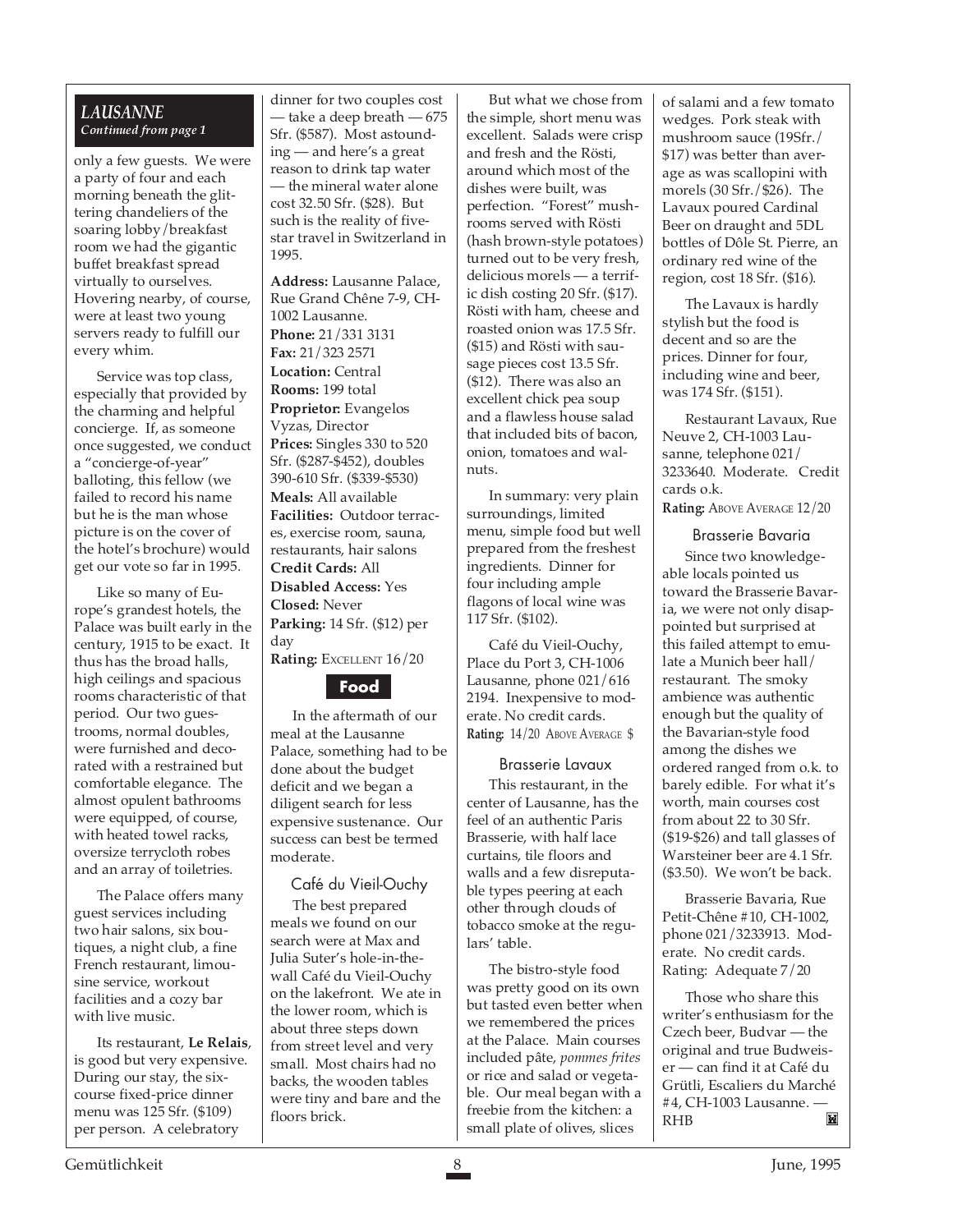## *LAUSANNE*
***Continued from page 1***

only a few guests. We were a party of four and each morning beneath the glittering chandeliers of the soaring lobby/breakfast room we had the gigantic buffet breakfast spread virtually to ourselves. Hovering nearby, of course, were at least two young servers ready to fulfill our every whim.

Service was top class, especially that provided by the charming and helpful concierge. If, as someone once suggested, we conduct a "concierge-of-year" balloting, this fellow (we failed to record his name but he is the man whose picture is on the cover of the hotel's brochure) would get our vote so far in 1995.

Like so many of Europe's grandest hotels, the Palace was built early in the century, 1915 to be exact. It thus has the broad halls, high ceilings and spacious rooms characteristic of that period. Our two guestrooms, normal doubles, were furnished and decorated with a restrained but comfortable elegance. The almost opulent bathrooms were equipped, of course, with heated towel racks, oversize terrycloth robes and an array of toiletries.

The Palace offers many guest services including two hair salons, six boutiques, a night club, a fine French restaurant, limousine service, workout facilities and a cozy bar with live music.

Its restaurant, **Le Relais**, is good but very expensive. During our stay, the six-course fixed-price dinner menu was 125 Sfr. ($109) per person. A celebratory dinner for two couples cost — take a deep breath — 675 Sfr. ($587). Most astounding — and here's a great reason to drink tap water — the mineral water alone cost 32.50 Sfr. ($28). But such is the reality of five-star travel in Switzerland in 1995.

**Address:** Lausanne Palace, Rue Grand Chêne 7-9, CH-1002 Lausanne.
**Phone:** 21/331 3131
**Fax:** 21/323 2571
**Location:** Central
**Rooms:** 199 total
**Proprietor:** Evangelos Vyzas, Director
**Prices:** Singles 330 to 520 Sfr. ($287-$452), doubles 390-610 Sfr. ($339-$530)
**Meals:** All available
**Facilities:** Outdoor terraces, exercise room, sauna, restaurants, hair salons
**Credit Cards:** All
**Disabled Access:** Yes
**Closed:** Never
**Parking:** 14 Sfr. ($12) per day
**Rating:** EXCELLENT 16/20

### Food

In the aftermath of our meal at the Lausanne Palace, something had to be done about the budget deficit and we began a diligent search for less expensive sustenance. Our success can best be termed moderate.

#### Café du Vieil-Ouchy

The best prepared meals we found on our search were at Max and Julia Suter's hole-in-the-wall Café du Vieil-Ouchy on the lakefront. We ate in the lower room, which is about three steps down from street level and very small. Most chairs had no backs, the wooden tables were tiny and bare and the floors brick.

But what we chose from the simple, short menu was excellent. Salads were crisp and fresh and the Rösti, around which most of the dishes were built, was perfection. "Forest" mushrooms served with Rösti (hash brown-style potatoes) turned out to be very fresh, delicious morels — a terrific dish costing 20 Sfr. ($17). Rösti with ham, cheese and roasted onion was 17.5 Sfr. ($15) and Rösti with sausage pieces cost 13.5 Sfr. ($12). There was also an excellent chick pea soup and a flawless house salad that included bits of bacon, onion, tomatoes and walnuts.

In summary: very plain surroundings, limited menu, simple food but well prepared from the freshest ingredients. Dinner for four including ample flagons of local wine was 117 Sfr. ($102).

Café du Vieil-Ouchy, Place du Port 3, CH-1006 Lausanne, phone 021/616 2194. Inexpensive to moderate. No credit cards.
**Rating:** 14/20 ABOVE AVERAGE $

#### Brasserie Lavaux

This restaurant, in the center of Lausanne, has the feel of an authentic Paris Brasserie, with half lace curtains, tile floors and walls and a few disreputable types peering at each other through clouds of tobacco smoke at the regulars' table.

The bistro-style food was pretty good on its own but tasted even better when we remembered the prices at the Palace. Main courses included pâte, *pommes frites* or rice and salad or vegetable. Our meal began with a freebie from the kitchen: a small plate of olives, slices of salami and a few tomato wedges. Pork steak with mushroom sauce (19Sfr./$17) was better than average as was scallopini with morels (30 Sfr./$26). The Lavaux poured Cardinal Beer on draught and 5DL bottles of Dôle St. Pierre, an ordinary red wine of the region, cost 18 Sfr. ($16).

The Lavaux is hardly stylish but the food is decent and so are the prices. Dinner for four, including wine and beer, was 174 Sfr. ($151).

Restaurant Lavaux, Rue Neuve 2, CH-1003 Lausanne, telephone 021/3233640. Moderate. Credit cards o.k.
**Rating:** ABOVE AVERAGE 12/20

#### Brasserie Bavaria

Since two knowledgeable locals pointed us toward the Brasserie Bavaria, we were not only disappointed but surprised at this failed attempt to emulate a Munich beer hall/restaurant. The smoky ambience was authentic enough but the quality of the Bavarian-style food among the dishes we ordered ranged from o.k. to barely edible. For what it's worth, main courses cost from about 22 to 30 Sfr. ($19-$26) and tall glasses of Warsteiner beer are 4.1 Sfr. ($3.50). We won't be back.

Brasserie Bavaria, Rue Petit-Chêne #10, CH-1002, phone 021/3233913. Moderate. No credit cards.
Rating: Adequate 7/20

Those who share this writer's enthusiasm for the Czech beer, Budvar — the original and true Budweiser — can find it at Café du Grütli, Escaliers du Marché #4, CH-1003 Lausanne. — RHB